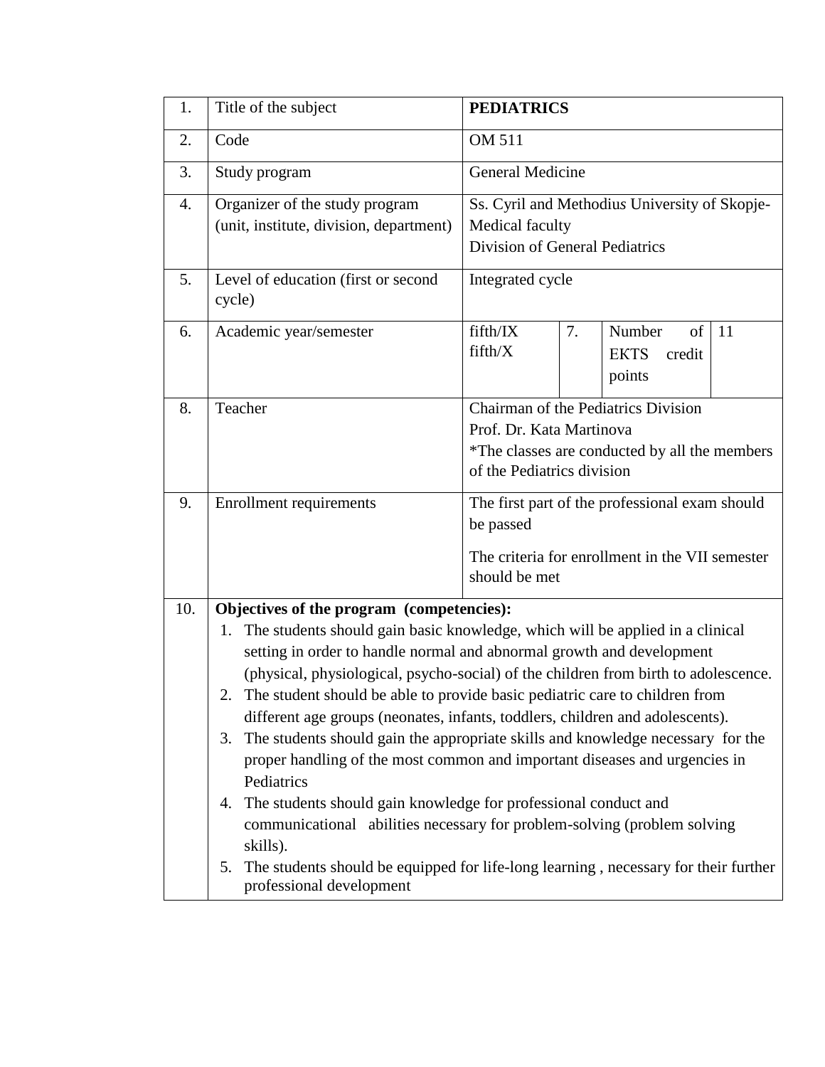| 1. | Title of the subject | **PEDIATRICS** | | | |
|---|---|---|---|---|---|
| 2. | Code | OM 511 | | | |
| 3. | Study program | General Medicine | | | |
| 4. | Organizer of the study program (unit, institute, division, department) | Ss. Cyril and Methodius University of Skopje-Medical faculty<br>Division of General Pediatrics | | | |
| 5. | Level of education (first or second cycle) | Integrated cycle | | | |
| 6. | Academic year/semester | fifth/IX<br>fifth/X | 7. | Number of EKTS credit points | 11 |
| 8. | Teacher | Chairman of the Pediatrics Division<br>Prof. Dr. Kata Martinova<br>*The classes are conducted by all the members of the Pediatrics division | | | |
| 9. | Enrollment requirements | The first part of the professional exam should be passed<br>The criteria for enrollment in the VII semester should be met | | | |
| 10. | **Objectives of the program (competencies):**<br>1. The students should gain basic knowledge, which will be applied in a clinical setting in order to handle normal and abnormal growth and development (physical, physiological, psycho-social) of the children from birth to adolescence.<br>2. The student should be able to provide basic pediatric care to children from different age groups (neonates, infants, toddlers, children and adolescents).<br>3. The students should gain the appropriate skills and knowledge necessary for the proper handling of the most common and important diseases and urgencies in Pediatrics<br>4. The students should gain knowledge for professional conduct and communicational abilities necessary for problem-solving (problem solving skills).<br>5. The students should be equipped for life-long learning , necessary for their further professional development | | | | |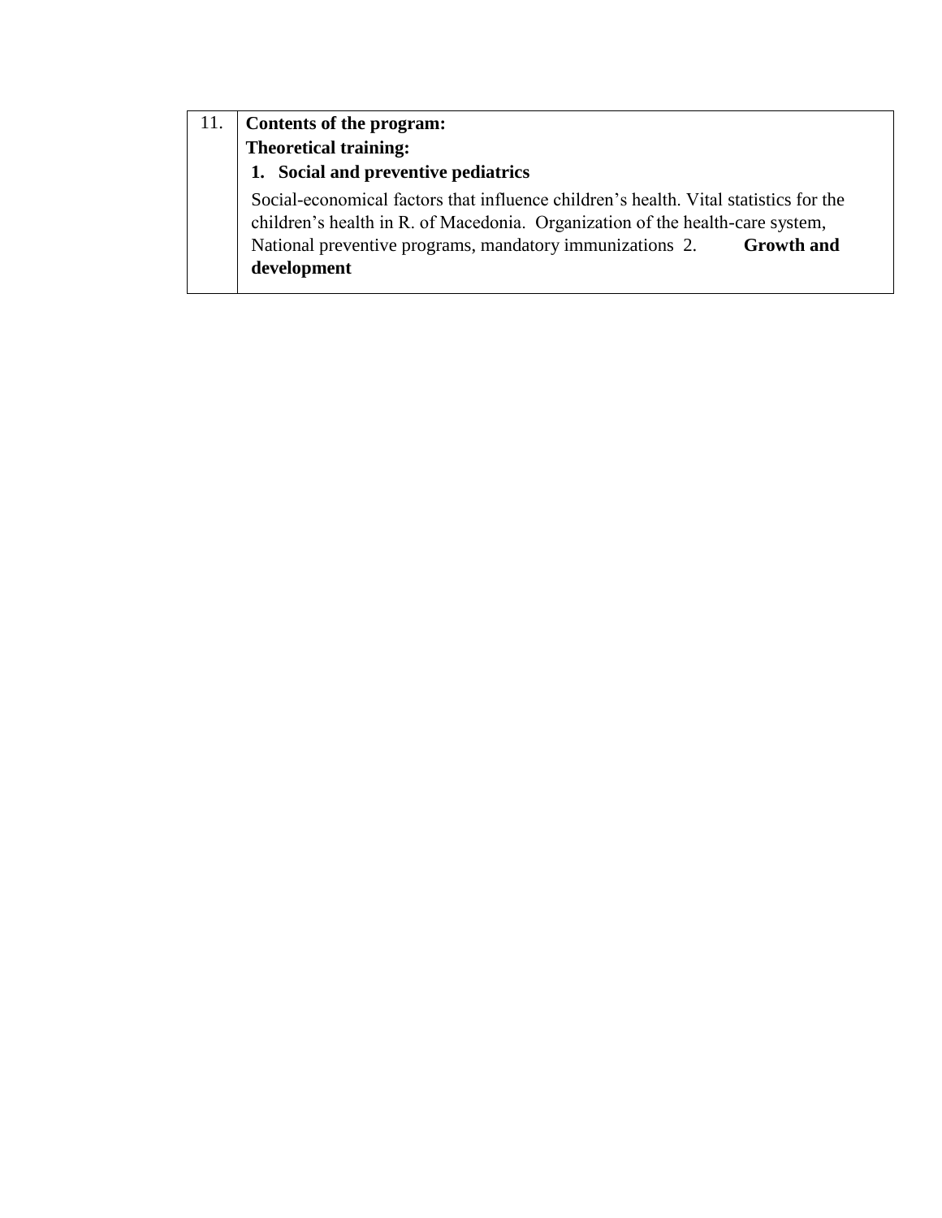| 11. | **Contents of the program:**<br>**Theoretical training:**<br>**1. Social and preventive pediatrics**<br>Social-economical factors that influence children's health. Vital statistics for the children's health in R. of Macedonia. Organization of the health-care system, National preventive programs, mandatory immunizations 2. **Growth and development** |
|---|---|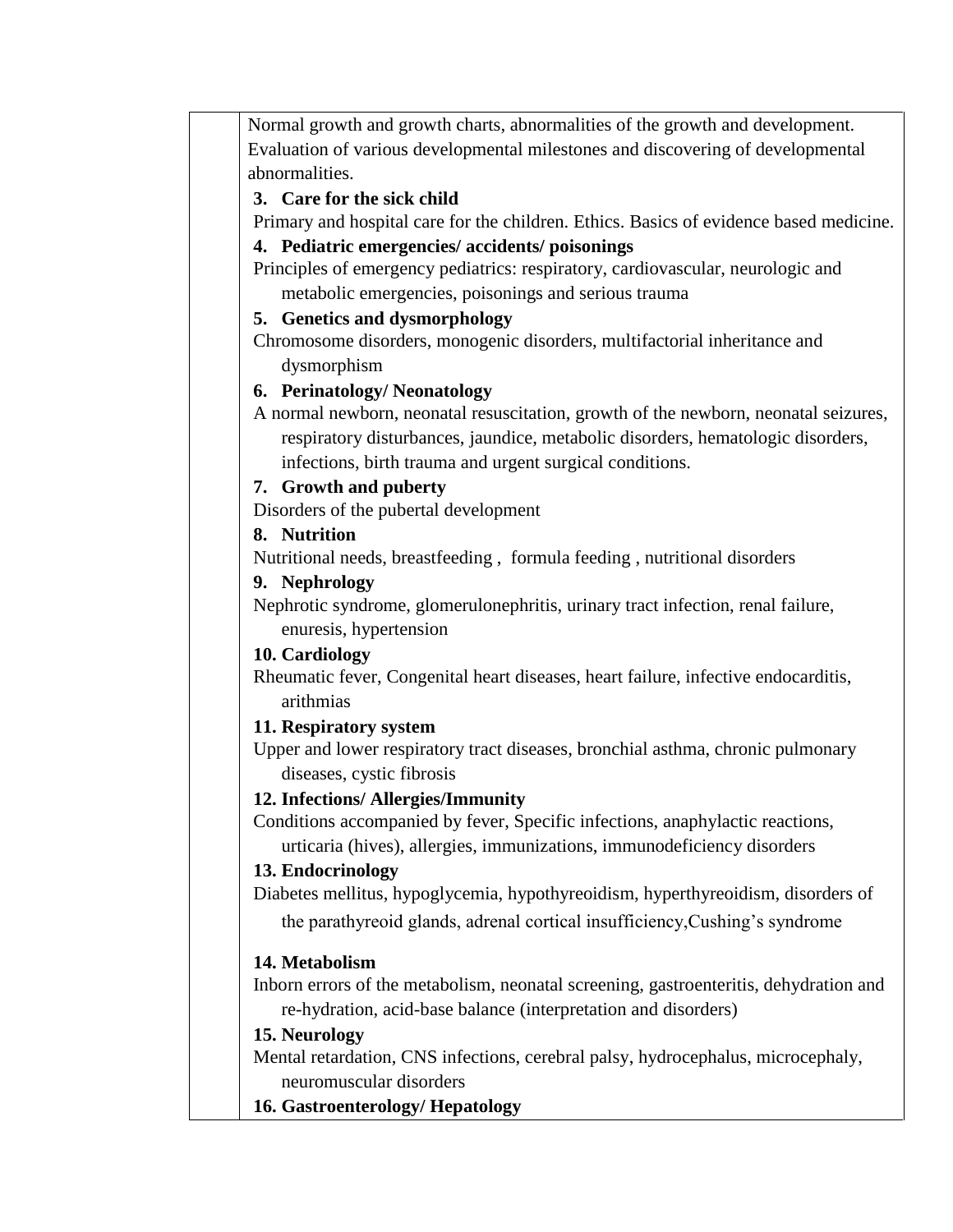Normal growth and growth charts, abnormalities of the growth and development. Evaluation of various developmental milestones and discovering of developmental abnormalities.

**3. Care for the sick child**

Primary and hospital care for the children. Ethics. Basics of evidence based medicine.

**4. Pediatric emergencies/ accidents/ poisonings**

Principles of emergency pediatrics: respiratory, cardiovascular, neurologic and metabolic emergencies, poisonings and serious trauma

**5. Genetics and dysmorphology**

Chromosome disorders, monogenic disorders, multifactorial inheritance and dysmorphism

**6. Perinatology/ Neonatology**

A normal newborn, neonatal resuscitation, growth of the newborn, neonatal seizures, respiratory disturbances, jaundice, metabolic disorders, hematologic disorders, infections, birth trauma and urgent surgical conditions.

**7. Growth and puberty**

Disorders of the pubertal development

**8. Nutrition**

Nutritional needs, breastfeeding , formula feeding , nutritional disorders

**9. Nephrology**

Nephrotic syndrome, glomerulonephritis, urinary tract infection, renal failure, enuresis, hypertension

**10. Cardiology**

Rheumatic fever, Congenital heart diseases, heart failure, infective endocarditis, arithmias

**11. Respiratory system**

Upper and lower respiratory tract diseases, bronchial asthma, chronic pulmonary diseases, cystic fibrosis

**12. Infections/ Allergies/Immunity**

Conditions accompanied by fever, Specific infections, anaphylactic reactions, urticaria (hives), allergies, immunizations, immunodeficiency disorders

**13. Endocrinology**

Diabetes mellitus, hypoglycemia, hypothyreoidism, hyperthyreoidism, disorders of the parathyreoid glands, adrenal cortical insufficiency,Cushing's syndrome

**14. Metabolism**

Inborn errors of the metabolism, neonatal screening, gastroenteritis, dehydration and re-hydration, acid-base balance (interpretation and disorders)

**15. Neurology**

Mental retardation, CNS infections, cerebral palsy, hydrocephalus, microcephaly, neuromuscular disorders

**16. Gastroenterology/ Hepatology**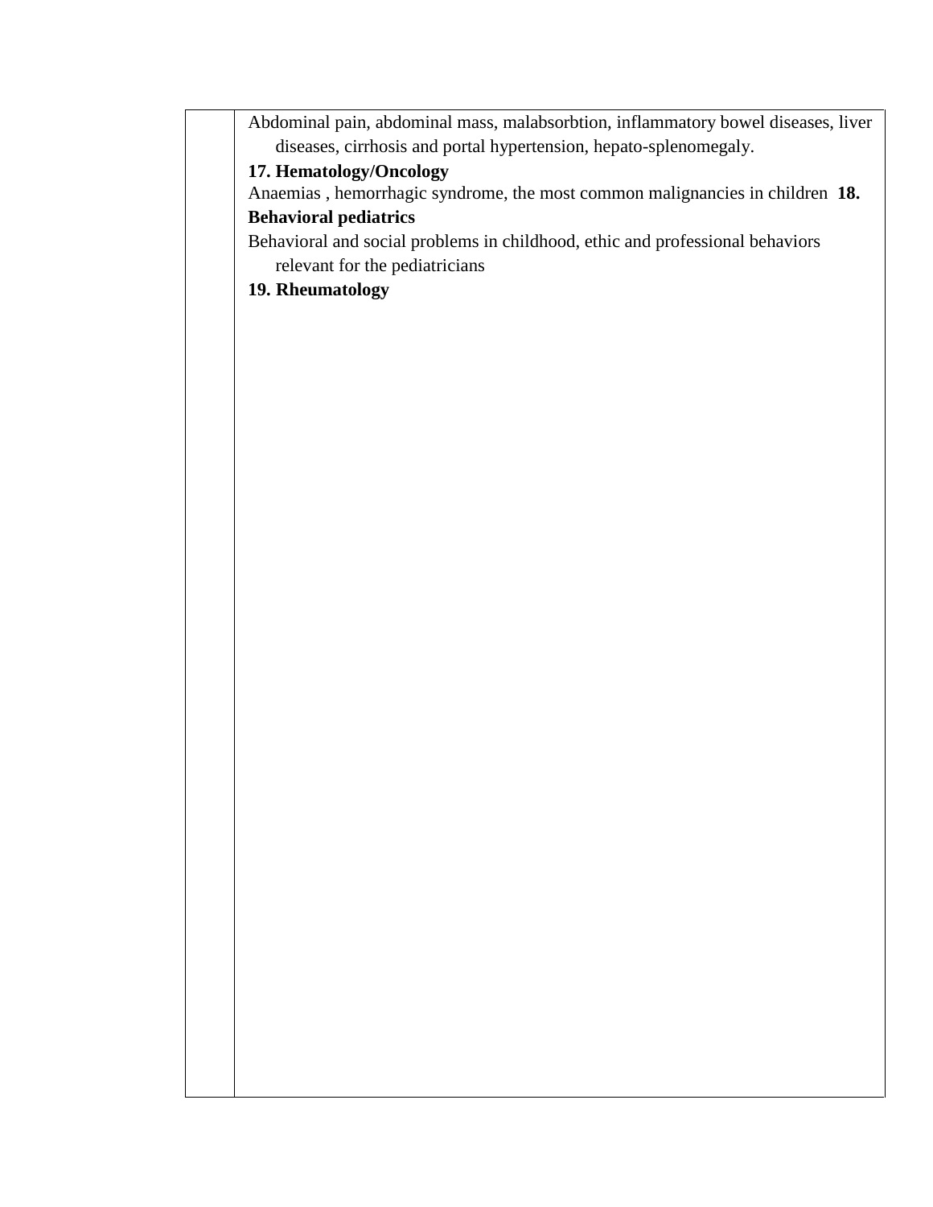| | |
|---|---|
| | Abdominal pain, abdominal mass, malabsorbtion, inflammatory bowel diseases, liver diseases, cirrhosis and portal hypertension, hepato-splenomegaly.<br>**17. Hematology/Oncology**<br>Anaemias , hemorrhagic syndrome, the most common malignancies in children<br>**18. Behavioral pediatrics**<br>Behavioral and social problems in childhood, ethic and professional behaviors relevant for the pediatricians<br>**19. Rheumatology** |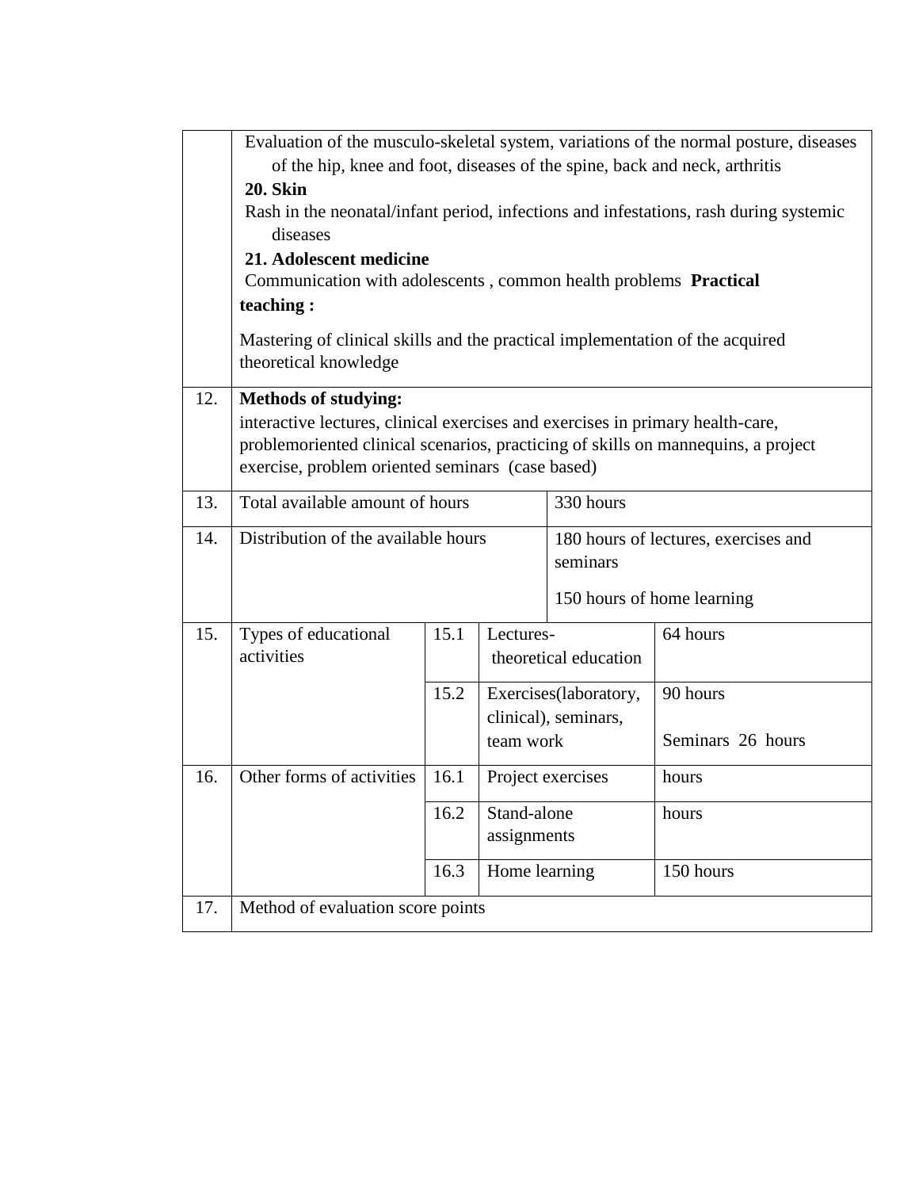| | |
|---|---|
| | Evaluation of the musculo-skeletal system, variations of the normal posture, diseases of the hip, knee and foot, diseases of the spine, back and neck, arthritis<br>**20. Skin**<br>Rash in the neonatal/infant period, infections and infestations, rash during systemic diseases<br>**21. Adolescent medicine**<br>Communication with adolescents , common health problems **Practical teaching :**<br>Mastering of clinical skills and the practical implementation of the acquired theoretical knowledge |
| 12. | **Methods of studying:**<br>interactive lectures, clinical exercises and exercises in primary health-care, problemoriented clinical scenarios, practicing of skills on mannequins, a project exercise, problem oriented seminars (case based) |

| | | | | |
|---|---|---|---|---|
| 13. | Total available amount of hours | | 330 hours | |
| 14. | Distribution of the available hours | | 180 hours of lectures, exercises and seminars<br>150 hours of home learning | |
| 15. | Types of educational activities | 15.1 | Lectures- theoretical education | 64 hours |
| | | 15.2 | Exercises(laboratory, clinical), seminars, team work | 90 hours<br>Seminars 26 hours |
| 16. | Other forms of activities | 16.1 | Project exercises | hours |
| | | 16.2 | Stand-alone assignments | hours |
| | | 16.3 | Home learning | 150 hours |
| 17. | Method of evaluation score points | | | |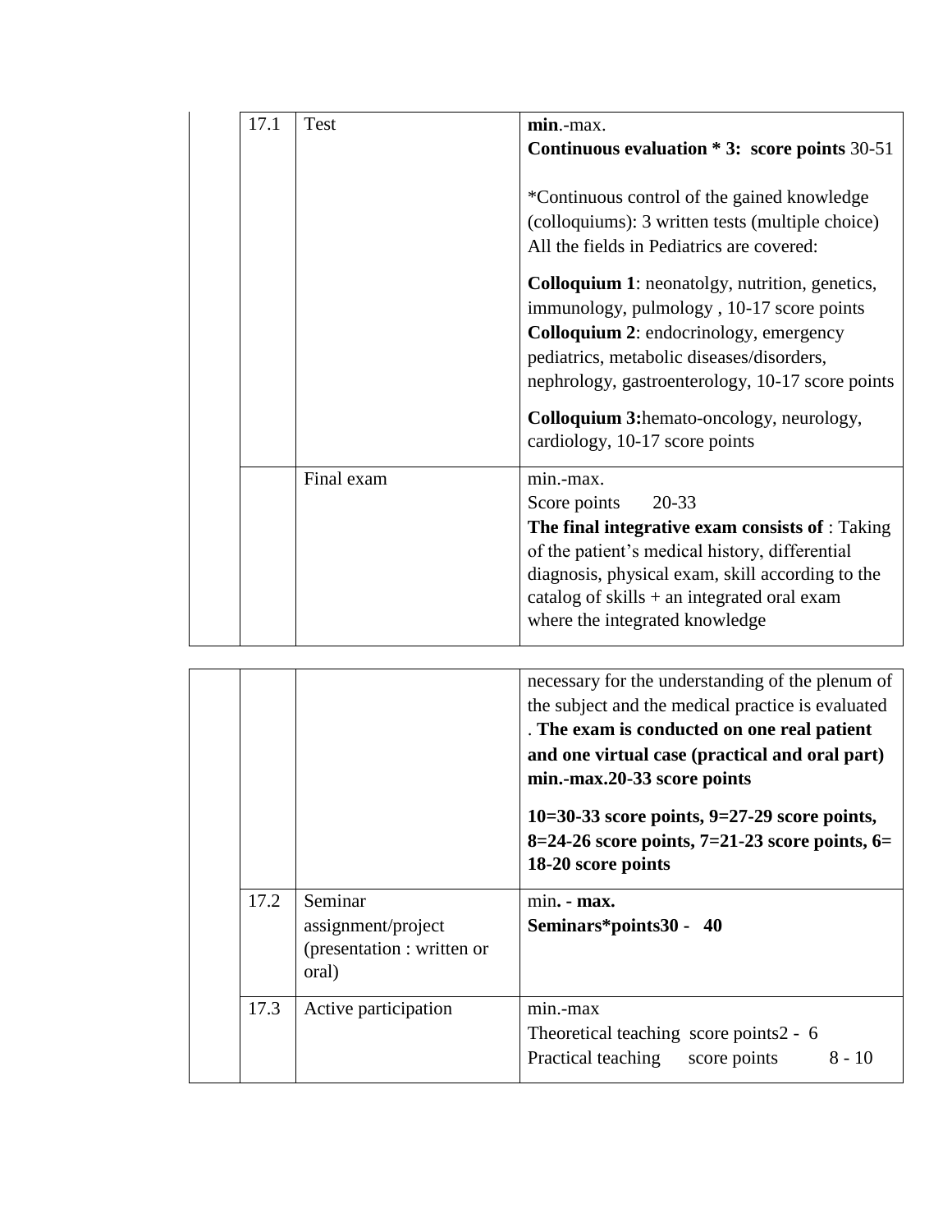| | | | |
|---|---|---|---|
| | 17.1 | Test | **min**.-max.<br>**Continuous evaluation * 3: score points** 30-51<br><br>*Continuous control of the gained knowledge (colloquiums): 3 written tests (multiple choice) All the fields in Pediatrics are covered:<br><br>**Colloquium 1**: neonatolgy, nutrition, genetics, immunology, pulmology , 10-17 score points<br>**Colloquium 2**: endocrinology, emergency pediatrics, metabolic diseases/disorders, nephrology, gastroenterology, 10-17 score points<br><br>**Colloquium 3:**hemato-oncology, neurology, cardiology, 10-17 score points |
| | | Final exam | min.-max.<br>Score points 20-33<br>**The final integrative exam consists of** : Taking of the patient's medical history, differential diagnosis, physical exam, skill according to the catalog of skills + an integrated oral exam where the integrated knowledge necessary for the understanding of the plenum of the subject and the medical practice is evaluated . **The exam is conducted on one real patient and one virtual case (practical and oral part) min.-max.20-33 score points**<br><br>**10=30-33 score points, 9=27-29 score points, 8=24-26 score points, 7=21-23 score points, 6= 18-20 score points** |
| | 17.2 | Seminar assignment/project (presentation : written or oral) | min**. - max.**<br>**Seminars*points30 - 40** |
| | 17.3 | Active participation | min.-max<br>Theoretical teaching score points2 - 6<br>Practical teaching score points 8 - 10 |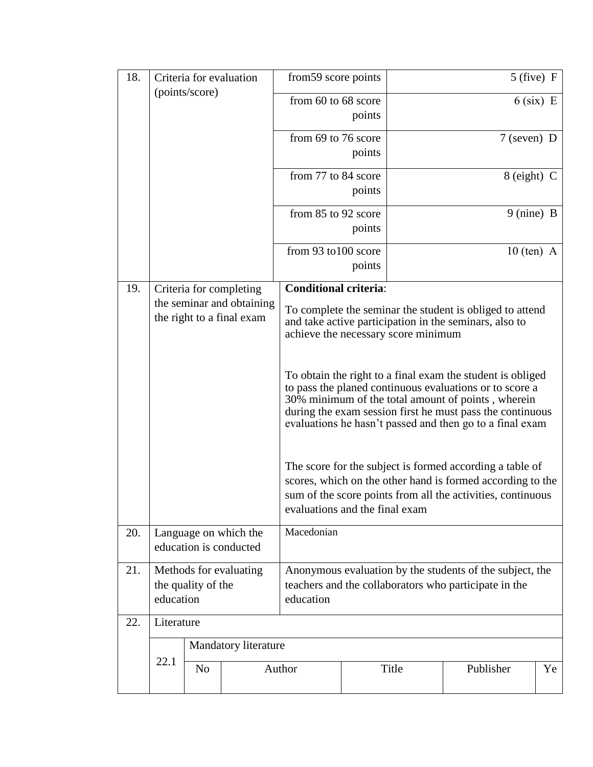| | | | |
|---|---|---|---|
| 18. | Criteria for evaluation (points/score) | from59 score points | 5 (five) F |
| | | from 60 to 68 score points | 6 (six) E |
| | | from 69 to 76 score points | 7 (seven) D |
| | | from 77 to 84 score points | 8 (eight) C |
| | | from 85 to 92 score points | 9 (nine) B |
| | | from 93 to100 score points | 10 (ten) A |
| 19. | Criteria for completing the seminar and obtaining the right to a final exam | **Conditional criteria**:<br>To complete the seminar the student is obliged to attend and take active participation in the seminars, also to achieve the necessary score minimum<br><br>To obtain the right to a final exam the student is obliged to pass the planed continuous evaluations or to score a 30% minimum of the total amount of points , wherein during the exam session first he must pass the continuous evaluations he hasn't passed and then go to a final exam<br><br>The score for the subject is formed according a table of scores, which on the other hand is formed according to the sum of the score points from all the activities, continuous evaluations and the final exam | |
| 20. | Language on which the education is conducted | Macedonian | |
| 21. | Methods for evaluating the quality of the education | Anonymous evaluation by the students of the subject, the teachers and the collaborators who participate in the education | |
| 22. | Literature | | |

| | | | | | | |
|---|---|---|---|---|---|---|
| 22.1 | Mandatory literature | | | | | |
| | No | Author | Title | Publisher | Ye |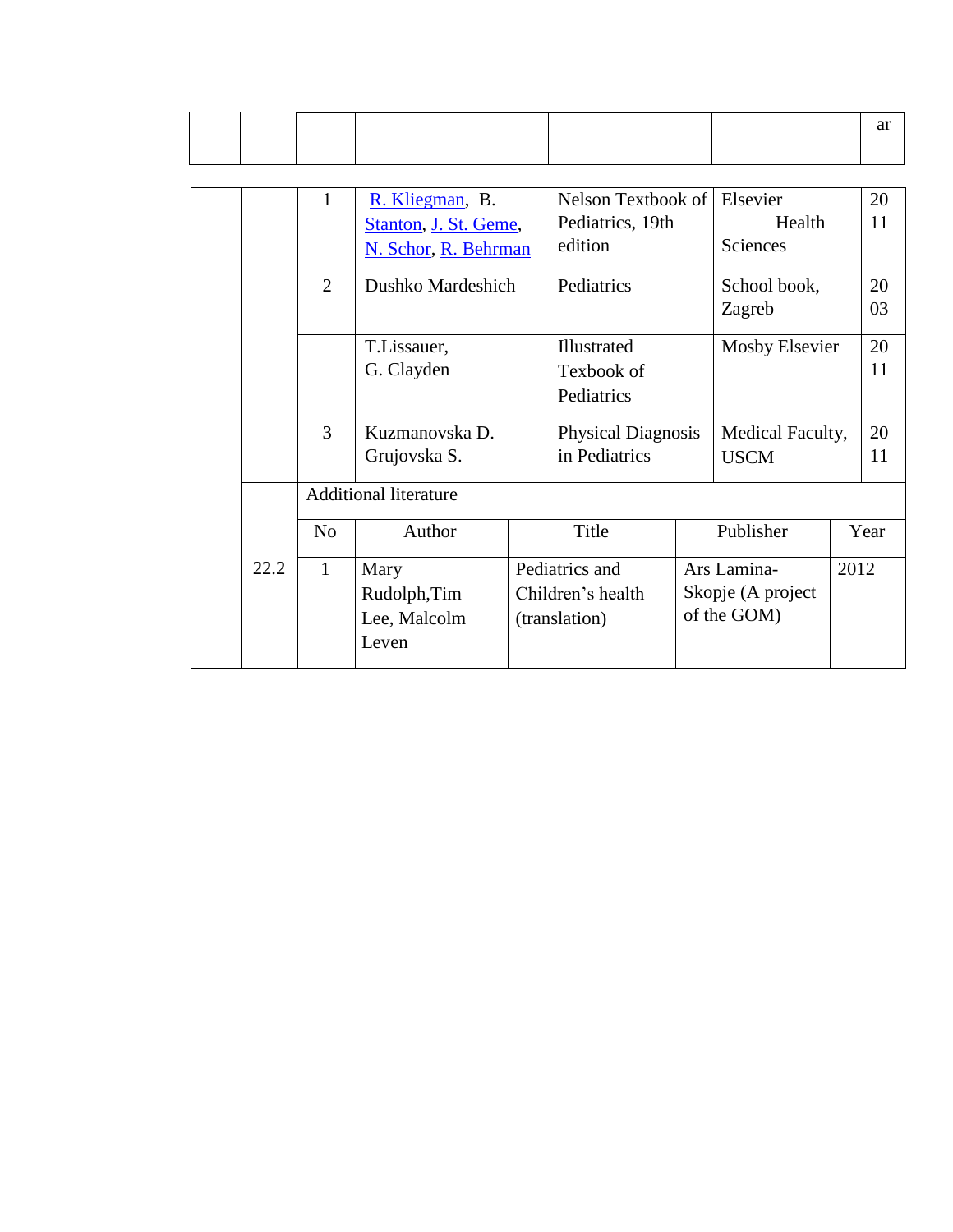| | | | | | | |
|---|---|---|---|---|---|---|
| | | | | | | ar |

| | | | | | | |
|---|---|---|---|---|---|---|
| | | 1 | R. Kliegman, B. Stanton, J. St. Geme, N. Schor, R. Behrman | Nelson Textbook of Pediatrics, 19th edition | Elsevier Health Sciences | 2011 |
| | | 2 | Dushko Mardeshich | Pediatrics | School book, Zagreb | 2003 |
| | | | T.Lissauer, G. Clayden | Illustrated Texbook of Pediatrics | Mosby Elsevier | 2011 |
| | | 3 | Kuzmanovska D. Grujovska S. | Physical Diagnosis in Pediatrics | Medical Faculty, USCM | 2011 |
| | 22.2 | Additional literature | | | | |
| | | No | Author | Title | Publisher | Year |
| | | 1 | Mary Rudolph,Tim Lee, Malcolm Leven | Pediatrics and Children's health (translation) | Ars Lamina-Skopje (A project of the GOM) | 2012 |